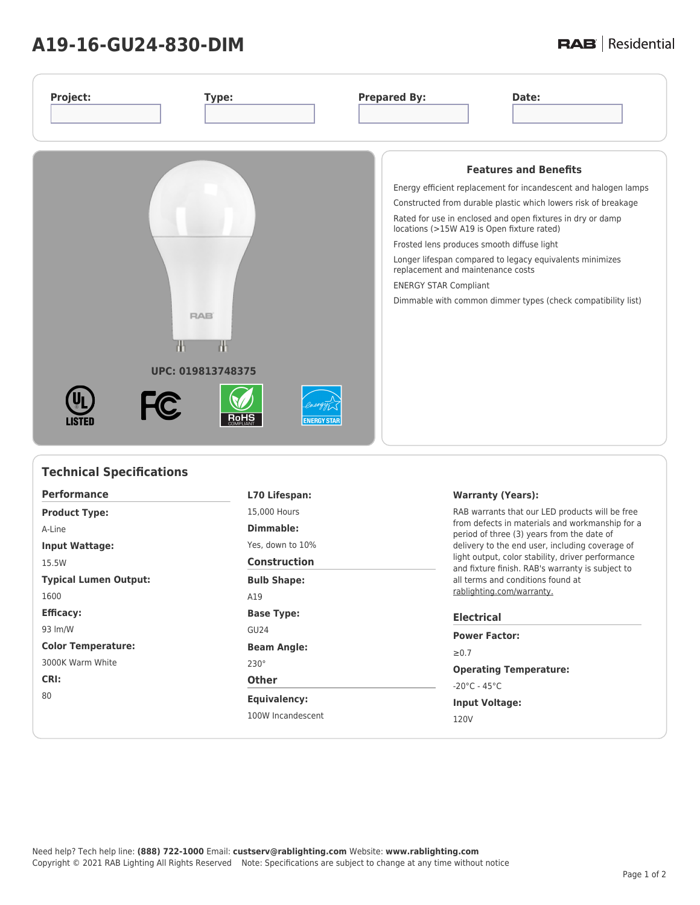# A19-16-GU24-830-DIM

RAB | Residential

| Project: | Type: | Prepared By: | Date: |
|---|---|---|---|
| | | | |

UPC: 019813748375

## Features and Benefits

Energy efficient replacement for incandescent and halogen lamps

Constructed from durable plastic which lowers risk of breakage

Rated for use in enclosed and open fixtures in dry or damp locations (>15W A19 is Open fixture rated)

Frosted lens produces smooth diffuse light

Longer lifespan compared to legacy equivalents minimizes replacement and maintenance costs

ENERGY STAR Compliant

Dimmable with common dimmer types (check compatibility list)

## Technical Specifications

### Performance

**Product Type:**

A-Line

**Input Wattage:**

15.5W

**Typical Lumen Output:**

1600

**Efficacy:**

93 lm/W

**Color Temperature:**

3000K Warm White

**CRI:**

80

**L70 Lifespan:**

15,000 Hours

**Dimmable:**

Yes, down to 10%

### Construction

**Bulb Shape:**

A19

**Base Type:**

GU24

**Beam Angle:**

230°

### Other

**Equivalency:**

100W Incandescent

**Warranty (Years):**

RAB warrants that our LED products will be free from defects in materials and workmanship for a period of three (3) years from the date of delivery to the end user, including coverage of light output, color stability, driver performance and fixture finish. RAB's warranty is subject to all terms and conditions found at rablighting.com/warranty.

### Electrical

**Power Factor:**

≥0.7

**Operating Temperature:**

-20°C - 45°C

**Input Voltage:**

120V

Need help? Tech help line: **(888) 722-1000** Email: **custserv@rablighting.com** Website: **www.rablighting.com**
Copyright © 2021 RAB Lighting All Rights Reserved Note: Specifications are subject to change at any time without notice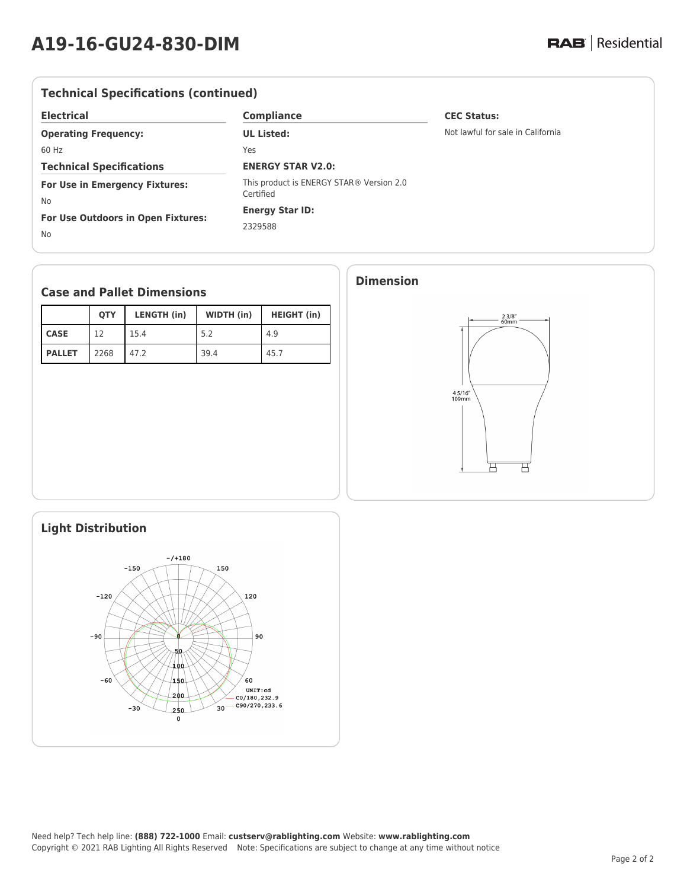# A19-16-GU24-830-DIM

## Technical Specifications (continued)

### Electrical

**Operating Frequency:**

60 Hz

### Technical Specifications

**For Use in Emergency Fixtures:**

No

**For Use Outdoors in Open Fixtures:**

No

### Compliance

**UL Listed:**

Yes

**ENERGY STAR V2.0:**

This product is ENERGY STAR® Version 2.0 Certified

**Energy Star ID:**

2329588

**CEC Status:**

Not lawful for sale in California

## Case and Pallet Dimensions

| | QTY | LENGTH (in) | WIDTH (in) | HEIGHT (in) |
|---|---|---|---|---|
| **CASE** | 12 | 15.4 | 5.2 | 4.9 |
| **PALLET** | 2268 | 47.2 | 39.4 | 45.7 |

## Dimension

2 3/8"
60mm

4 5/16"
109mm

## Light Distribution

-/+180
-150
150
-120
120
-90
90
-60
60
-30
30
0
0
50
100
150
200
250
UNIT:cd
C0/180,232.9
C90/270,233.6